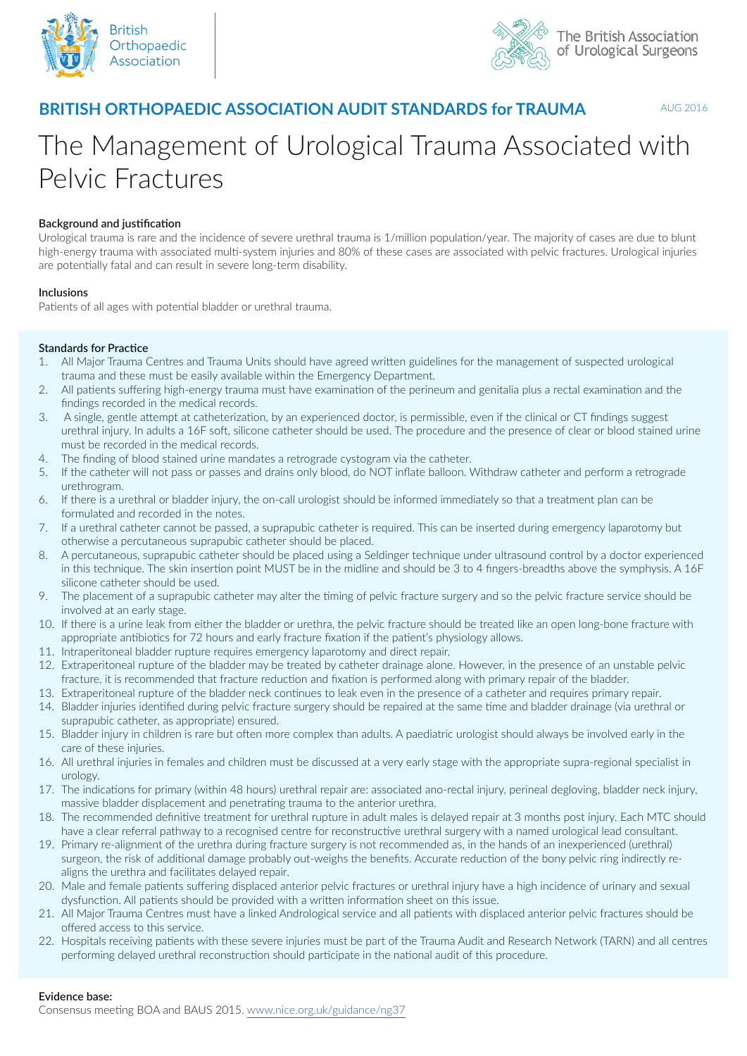British Orthopaedic Association

The British Association of Urological Surgeons

**BRITISH ORTHOPAEDIC ASSOCIATION AUDIT STANDARDS for TRAUMA**

AUG 2016

# The Management of Urological Trauma Associated with Pelvic Fractures

### Background and justification

Urological trauma is rare and the incidence of severe urethral trauma is 1/million population/year. The majority of cases are due to blunt high-energy trauma with associated multi-system injuries and 80% of these cases are associated with pelvic fractures. Urological injuries are potentially fatal and can result in severe long-term disability.

### Inclusions

Patients of all ages with potential bladder or urethral trauma.

### Standards for Practice

1. All Major Trauma Centres and Trauma Units should have agreed written guidelines for the management of suspected urological trauma and these must be easily available within the Emergency Department.
2. All patients suffering high-energy trauma must have examination of the perineum and genitalia plus a rectal examination and the findings recorded in the medical records.
3. A single, gentle attempt at catheterization, by an experienced doctor, is permissible, even if the clinical or CT findings suggest urethral injury. In adults a 16F soft, silicone catheter should be used. The procedure and the presence of clear or blood stained urine must be recorded in the medical records.
4. The finding of blood stained urine mandates a retrograde cystogram via the catheter.
5. If the catheter will not pass or passes and drains only blood, do NOT inflate balloon. Withdraw catheter and perform a retrograde urethrogram.
6. If there is a urethral or bladder injury, the on-call urologist should be informed immediately so that a treatment plan can be formulated and recorded in the notes.
7. If a urethral catheter cannot be passed, a suprapubic catheter is required. This can be inserted during emergency laparotomy but otherwise a percutaneous suprapubic catheter should be placed.
8. A percutaneous, suprapubic catheter should be placed using a Seldinger technique under ultrasound control by a doctor experienced in this technique. The skin insertion point MUST be in the midline and should be 3 to 4 fingers-breadths above the symphysis. A 16F silicone catheter should be used.
9. The placement of a suprapubic catheter may alter the timing of pelvic fracture surgery and so the pelvic fracture service should be involved at an early stage.
10. If there is a urine leak from either the bladder or urethra, the pelvic fracture should be treated like an open long-bone fracture with appropriate antibiotics for 72 hours and early fracture fixation if the patient's physiology allows.
11. Intraperitoneal bladder rupture requires emergency laparotomy and direct repair.
12. Extraperitoneal rupture of the bladder may be treated by catheter drainage alone. However, in the presence of an unstable pelvic fracture, it is recommended that fracture reduction and fixation is performed along with primary repair of the bladder.
13. Extraperitoneal rupture of the bladder neck continues to leak even in the presence of a catheter and requires primary repair.
14. Bladder injuries identified during pelvic fracture surgery should be repaired at the same time and bladder drainage (via urethral or suprapubic catheter, as appropriate) ensured.
15. Bladder injury in children is rare but often more complex than adults. A paediatric urologist should always be involved early in the care of these injuries.
16. All urethral injuries in females and children must be discussed at a very early stage with the appropriate supra-regional specialist in urology.
17. The indications for primary (within 48 hours) urethral repair are: associated ano-rectal injury, perineal degloving, bladder neck injury, massive bladder displacement and penetrating trauma to the anterior urethra.
18. The recommended definitive treatment for urethral rupture in adult males is delayed repair at 3 months post injury. Each MTC should have a clear referral pathway to a recognised centre for reconstructive urethral surgery with a named urological lead consultant.
19. Primary re-alignment of the urethra during fracture surgery is not recommended as, in the hands of an inexperienced (urethral) surgeon, the risk of additional damage probably out-weighs the benefits. Accurate reduction of the bony pelvic ring indirectly re-aligns the urethra and facilitates delayed repair.
20. Male and female patients suffering displaced anterior pelvic fractures or urethral injury have a high incidence of urinary and sexual dysfunction. All patients should be provided with a written information sheet on this issue.
21. All Major Trauma Centres must have a linked Andrological service and all patients with displaced anterior pelvic fractures should be offered access to this service.
22. Hospitals receiving patients with these severe injuries must be part of the Trauma Audit and Research Network (TARN) and all centres performing delayed urethral reconstruction should participate in the national audit of this procedure.

**Evidence base:**

Consensus meeting BOA and BAUS 2015. www.nice.org.uk/guidance/ng37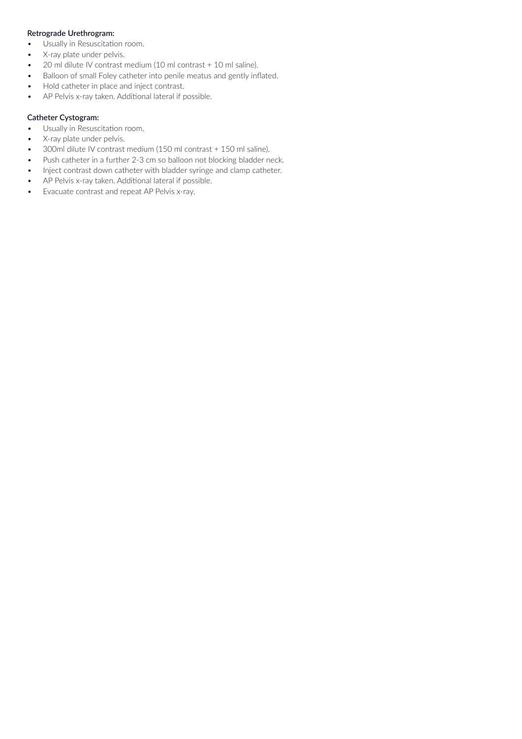**Retrograde Urethrogram:**

- Usually in Resuscitation room.
- X-ray plate under pelvis.
- 20 ml dilute IV contrast medium (10 ml contrast + 10 ml saline).
- Balloon of small Foley catheter into penile meatus and gently inflated.
- Hold catheter in place and inject contrast.
- AP Pelvis x-ray taken. Additional lateral if possible.

**Catheter Cystogram:**

- Usually in Resuscitation room.
- X-ray plate under pelvis.
- 300ml dilute IV contrast medium (150 ml contrast + 150 ml saline).
- Push catheter in a further 2-3 cm so balloon not blocking bladder neck.
- Inject contrast down catheter with bladder syringe and clamp catheter.
- AP Pelvis x-ray taken. Additional lateral if possible.
- Evacuate contrast and repeat AP Pelvis x-ray.